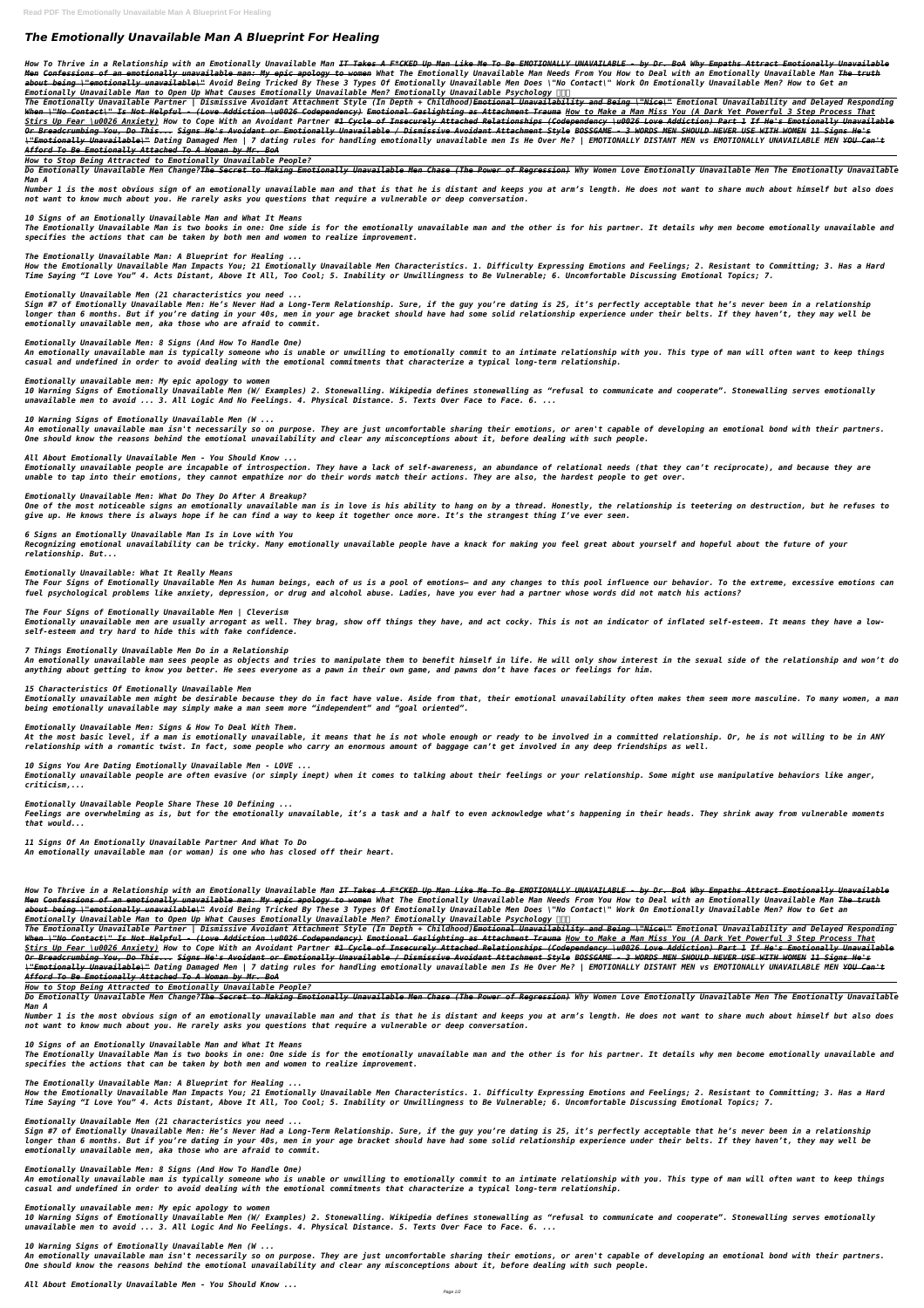# The Emotionally Unavailable Man A Blueprint For Healing

*How To Thrive in a Relationship with an Emotionally Unavailable Man ~~IT Takes A F*CKED Up Man Like Me To Be EMOTIONALLY UNAVAILABLE - by Dr. BoA~~ ~~Why Empaths Attract Emotionally Unavailable Men~~ ~~Confessions of an emotionally unavailable man: My epic apology to women~~ What The Emotionally Unavailable Man Needs From You How to Deal with an Emotionally Unavailable Man ~~The truth about being \"emotionally unavailable\"~~ Avoid Being Tricked By These 3 Types Of Emotionally Unavailable Men Does \"No Contact\" Work On Emotionally Unavailable Men? How to Get an Emotionally Unavailable Man to Open Up What Causes Emotionally Unavailable Men? Emotionally Unavailable Psychology*

*The Emotionally Unavailable Partner | Dismissive Avoidant Attachment Style (In Depth + Childhood)~~Emotional Unavailability and Being \"Nice\"~~ Emotional Unavailability and Delayed Responding ~~When \"No Contact\" Is Not Helpful - (Love Addiction \u0026 Codependency)~~ ~~Emotional Gaslighting as Attachment Trauma~~ ~~How to Make a Man Miss You (A Dark Yet Powerful 3 Step Process That Stirs Up Fear \u0026 Anxiety)~~ How to Cope With an Avoidant Partner ~~#1 Cycle of Insecurely Attached Relationships (Codependency \u0026 Love Addiction) Part 1~~ ~~If He's Emotionally Unavailable Or Breadcrumbing You, Do This...~~ ~~Signs He's Avoidant or Emotionally Unavailable / Dismissive Avoidant Attachment Style~~ ~~BOSSGAME - 3 WORDS MEN SHOULD NEVER USE WITH WOMEN~~ ~~11 Signs He's \"Emotionally Unavailable\"~~ Dating Damaged Men | 7 dating rules for handling emotionally unavailable men Is He Over Me? | EMOTIONALLY DISTANT MEN vs EMOTIONALLY UNAVAILABLE MEN ~~YOU Can't Afford To Be Emotionally Attached To A Woman by Mr. BoA~~*

*How to Stop Being Attracted to Emotionally Unavailable People?*

*Do Emotionally Unavailable Men Change?~~The Secret to Making Emotionally Unavailable Men Chase (The Power of Regression)~~ Why Women Love Emotionally Unavailable Men The Emotionally Unavailable Man A*

*Number 1 is the most obvious sign of an emotionally unavailable man and that is that he is distant and keeps you at arm's length. He does not want to share much about himself but also does not want to know much about you. He rarely asks you questions that require a vulnerable or deep conversation.*

*10 Signs of an Emotionally Unavailable Man and What It Means*

*The Emotionally Unavailable Man is two books in one: One side is for the emotionally unavailable man and the other is for his partner. It details why men become emotionally unavailable and specifies the actions that can be taken by both men and women to realize improvement.*

*The Emotionally Unavailable Man: A Blueprint for Healing ...*

*How the Emotionally Unavailable Man Impacts You; 21 Emotionally Unavailable Men Characteristics. 1. Difficulty Expressing Emotions and Feelings; 2. Resistant to Committing; 3. Has a Hard Time Saying "I Love You" 4. Acts Distant, Above It All, Too Cool; 5. Inability or Unwillingness to Be Vulnerable; 6. Uncomfortable Discussing Emotional Topics; 7.*

*Emotionally Unavailable Men (21 characteristics you need ...*

*Sign #7 of Emotionally Unavailable Men: He's Never Had a Long-Term Relationship. Sure, if the guy you're dating is 25, it's perfectly acceptable that he's never been in a relationship longer than 6 months. But if you're dating in your 40s, men in your age bracket should have had some solid relationship experience under their belts. If they haven't, they may well be emotionally unavailable men, aka those who are afraid to commit.*

*Emotionally Unavailable Men: 8 Signs (And How To Handle One)*

*An emotionally unavailable man is typically someone who is unable or unwilling to emotionally commit to an intimate relationship with you. This type of man will often want to keep things casual and undefined in order to avoid dealing with the emotional commitments that characterize a typical long-term relationship.*

*Emotionally unavailable men: My epic apology to women*

*10 Warning Signs of Emotionally Unavailable Men (W/ Examples) 2. Stonewalling. Wikipedia defines stonewalling as "refusal to communicate and cooperate". Stonewalling serves emotionally unavailable men to avoid ... 3. All Logic And No Feelings. 4. Physical Distance. 5. Texts Over Face to Face. 6. ...*

*10 Warning Signs of Emotionally Unavailable Men (W ...*

*An emotionally unavailable man isn't necessarily so on purpose. They are just uncomfortable sharing their emotions, or aren't capable of developing an emotional bond with their partners. One should know the reasons behind the emotional unavailability and clear any misconceptions about it, before dealing with such people.*

*All About Emotionally Unavailable Men - You Should Know ...*

*Emotionally unavailable people are incapable of introspection. They have a lack of self-awareness, an abundance of relational needs (that they can't reciprocate), and because they are unable to tap into their emotions, they cannot empathize nor do their words match their actions. They are also, the hardest people to get over.*

*Emotionally Unavailable Men: What Do They Do After A Breakup?*

*One of the most noticeable signs an emotionally unavailable man is in love is his ability to hang on by a thread. Honestly, the relationship is teetering on destruction, but he refuses to give up. He knows there is always hope if he can find a way to keep it together once more. It's the strangest thing I've ever seen.*

*6 Signs an Emotionally Unavailable Man Is in Love with You*

*Recognizing emotional unavailability can be tricky. Many emotionally unavailable people have a knack for making you feel great about yourself and hopeful about the future of your relationship. But...*

*Emotionally Unavailable: What It Really Means*

*The Four Signs of Emotionally Unavailable Men As human beings, each of us is a pool of emotions— and any changes to this pool influence our behavior. To the extreme, excessive emotions can fuel psychological problems like anxiety, depression, or drug and alcohol abuse. Ladies, have you ever had a partner whose words did not match his actions?*

*The Four Signs of Emotionally Unavailable Men | Cleverism*

*Emotionally unavailable men are usually arrogant as well. They brag, show off things they have, and act cocky. This is not an indicator of inflated self-esteem. It means they have a low-self-esteem and try hard to hide this with fake confidence.*

*7 Things Emotionally Unavailable Men Do in a Relationship*

*An emotionally unavailable man sees people as objects and tries to manipulate them to benefit himself in life. He will only show interest in the sexual side of the relationship and won't do anything about getting to know you better. He sees everyone as a pawn in their own game, and pawns don't have faces or feelings for him.*

*15 Characteristics Of Emotionally Unavailable Men*

*Emotionally unavailable men might be desirable because they do in fact have value. Aside from that, their emotional unavailability often makes them seem more masculine. To many women, a man being emotionally unavailable may simply make a man seem more "independent" and "goal oriented".*

*Emotionally Unavailable Men: Signs & How To Deal With Them.*

*At the most basic level, if a man is emotionally unavailable, it means that he is not whole enough or ready to be involved in a committed relationship. Or, he is not willing to be in ANY relationship with a romantic twist. In fact, some people who carry an enormous amount of baggage can't get involved in any deep friendships as well.*

*10 Signs You Are Dating Emotionally Unavailable Men - LOVE ...*

*Emotionally unavailable people are often evasive (or simply inept) when it comes to talking about their feelings or your relationship. Some might use manipulative behaviors like anger, criticism,...*

*Emotionally Unavailable People Share These 10 Defining ...*

*Feelings are overwhelming as is, but for the emotionally unavailable, it's a task and a half to even acknowledge what's happening in their heads. They shrink away from vulnerable moments that would...*

*11 Signs Of An Emotionally Unavailable Partner And What To Do*

*An emotionally unavailable man (or woman) is one who has closed off their heart.*

*How To Thrive in a Relationship with an Emotionally Unavailable Man ~~IT Takes A F*CKED Up Man Like Me To Be EMOTIONALLY UNAVAILABLE - by Dr. BoA~~ ~~Why Empaths Attract Emotionally Unavailable Men~~ ~~Confessions of an emotionally unavailable man: My epic apology to women~~ What The Emotionally Unavailable Man Needs From You How to Deal with an Emotionally Unavailable Man ~~The truth about being \"emotionally unavailable\"~~ Avoid Being Tricked By These 3 Types Of Emotionally Unavailable Men Does \"No Contact\" Work On Emotionally Unavailable Men? How to Get an Emotionally Unavailable Man to Open Up What Causes Emotionally Unavailable Men? Emotionally Unavailable Psychology*

*The Emotionally Unavailable Partner | Dismissive Avoidant Attachment Style (In Depth + Childhood)~~Emotional Unavailability and Being \"Nice\"~~ Emotional Unavailability and Delayed Responding ~~When \"No Contact\" Is Not Helpful - (Love Addiction \u0026 Codependency)~~ ~~Emotional Gaslighting as Attachment Trauma~~ ~~How to Make a Man Miss You (A Dark Yet Powerful 3 Step Process That Stirs Up Fear \u0026 Anxiety)~~ How to Cope With an Avoidant Partner ~~#1 Cycle of Insecurely Attached Relationships (Codependency \u0026 Love Addiction) Part 1~~ ~~If He's Emotionally Unavailable Or Breadcrumbing You, Do This...~~ ~~Signs He's Avoidant or Emotionally Unavailable / Dismissive Avoidant Attachment Style~~ ~~BOSSGAME - 3 WORDS MEN SHOULD NEVER USE WITH WOMEN~~ ~~11 Signs He's \"Emotionally Unavailable\"~~ Dating Damaged Men | 7 dating rules for handling emotionally unavailable men Is He Over Me? | EMOTIONALLY DISTANT MEN vs EMOTIONALLY UNAVAILABLE MEN ~~YOU Can't Afford To Be Emotionally Attached To A Woman by Mr. BoA~~*

*How to Stop Being Attracted to Emotionally Unavailable People?*

*Do Emotionally Unavailable Men Change?~~The Secret to Making Emotionally Unavailable Men Chase (The Power of Regression)~~ Why Women Love Emotionally Unavailable Men The Emotionally Unavailable Man A*

*Number 1 is the most obvious sign of an emotionally unavailable man and that is that he is distant and keeps you at arm's length. He does not want to share much about himself but also does not want to know much about you. He rarely asks you questions that require a vulnerable or deep conversation.*

*10 Signs of an Emotionally Unavailable Man and What It Means*

*The Emotionally Unavailable Man is two books in one: One side is for the emotionally unavailable man and the other is for his partner. It details why men become emotionally unavailable and specifies the actions that can be taken by both men and women to realize improvement.*

*The Emotionally Unavailable Man: A Blueprint for Healing ...*

*How the Emotionally Unavailable Man Impacts You; 21 Emotionally Unavailable Men Characteristics. 1. Difficulty Expressing Emotions and Feelings; 2. Resistant to Committing; 3. Has a Hard Time Saying "I Love You" 4. Acts Distant, Above It All, Too Cool; 5. Inability or Unwillingness to Be Vulnerable; 6. Uncomfortable Discussing Emotional Topics; 7.*

*Emotionally Unavailable Men (21 characteristics you need ...*

*Sign #7 of Emotionally Unavailable Men: He's Never Had a Long-Term Relationship. Sure, if the guy you're dating is 25, it's perfectly acceptable that he's never been in a relationship longer than 6 months. But if you're dating in your 40s, men in your age bracket should have had some solid relationship experience under their belts. If they haven't, they may well be emotionally unavailable men, aka those who are afraid to commit.*

*Emotionally Unavailable Men: 8 Signs (And How To Handle One)*

*An emotionally unavailable man is typically someone who is unable or unwilling to emotionally commit to an intimate relationship with you. This type of man will often want to keep things casual and undefined in order to avoid dealing with the emotional commitments that characterize a typical long-term relationship.*

*Emotionally unavailable men: My epic apology to women*

*10 Warning Signs of Emotionally Unavailable Men (W/ Examples) 2. Stonewalling. Wikipedia defines stonewalling as "refusal to communicate and cooperate". Stonewalling serves emotionally unavailable men to avoid ... 3. All Logic And No Feelings. 4. Physical Distance. 5. Texts Over Face to Face. 6. ...*

*10 Warning Signs of Emotionally Unavailable Men (W ...*

*An emotionally unavailable man isn't necessarily so on purpose. They are just uncomfortable sharing their emotions, or aren't capable of developing an emotional bond with their partners. One should know the reasons behind the emotional unavailability and clear any misconceptions about it, before dealing with such people.*

*All About Emotionally Unavailable Men - You Should Know ...*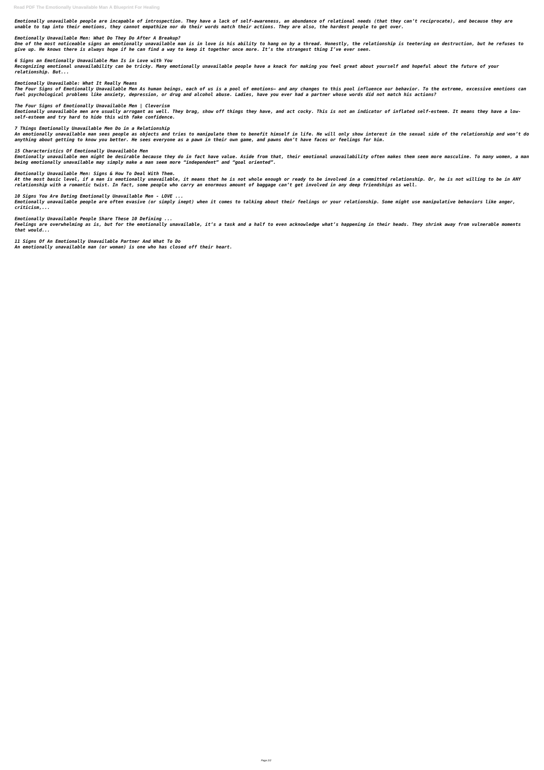*Emotionally unavailable people are incapable of introspection. They have a lack of self-awareness, an abundance of relational needs (that they can't reciprocate), and because they are unable to tap into their emotions, they cannot empathize nor do their words match their actions. They are also, the hardest people to get over.*

***Emotionally Unavailable Men: What Do They Do After A Breakup?***

*One of the most noticeable signs an emotionally unavailable man is in love is his ability to hang on by a thread. Honestly, the relationship is teetering on destruction, but he refuses to give up. He knows there is always hope if he can find a way to keep it together once more. It's the strangest thing I've ever seen.*

***6 Signs an Emotionally Unavailable Man Is in Love with You***

*Recognizing emotional unavailability can be tricky. Many emotionally unavailable people have a knack for making you feel great about yourself and hopeful about the future of your relationship. But...*

***Emotionally Unavailable: What It Really Means***

*The Four Signs of Emotionally Unavailable Men As human beings, each of us is a pool of emotions— and any changes to this pool influence our behavior. To the extreme, excessive emotions can fuel psychological problems like anxiety, depression, or drug and alcohol abuse. Ladies, have you ever had a partner whose words did not match his actions?*

***The Four Signs of Emotionally Unavailable Men | Cleverism***

*Emotionally unavailable men are usually arrogant as well. They brag, show off things they have, and act cocky. This is not an indicator of inflated self-esteem. It means they have a low-self-esteem and try hard to hide this with fake confidence.*

***7 Things Emotionally Unavailable Men Do in a Relationship***

*An emotionally unavailable man sees people as objects and tries to manipulate them to benefit himself in life. He will only show interest in the sexual side of the relationship and won't do anything about getting to know you better. He sees everyone as a pawn in their own game, and pawns don't have faces or feelings for him.*

***15 Characteristics Of Emotionally Unavailable Men***

*Emotionally unavailable men might be desirable because they do in fact have value. Aside from that, their emotional unavailability often makes them seem more masculine. To many women, a man being emotionally unavailable may simply make a man seem more "independent" and "goal oriented".*

***Emotionally Unavailable Men: Signs & How To Deal With Them.***

*At the most basic level, if a man is emotionally unavailable, it means that he is not whole enough or ready to be involved in a committed relationship. Or, he is not willing to be in ANY relationship with a romantic twist. In fact, some people who carry an enormous amount of baggage can't get involved in any deep friendships as well.*

***10 Signs You Are Dating Emotionally Unavailable Men - LOVE ...***

*Emotionally unavailable people are often evasive (or simply inept) when it comes to talking about their feelings or your relationship. Some might use manipulative behaviors like anger, criticism,...*

***Emotionally Unavailable People Share These 10 Defining ...***

*Feelings are overwhelming as is, but for the emotionally unavailable, it's a task and a half to even acknowledge what's happening in their heads. They shrink away from vulnerable moments that would...*

***11 Signs Of An Emotionally Unavailable Partner And What To Do***

*An emotionally unavailable man (or woman) is one who has closed off their heart.*